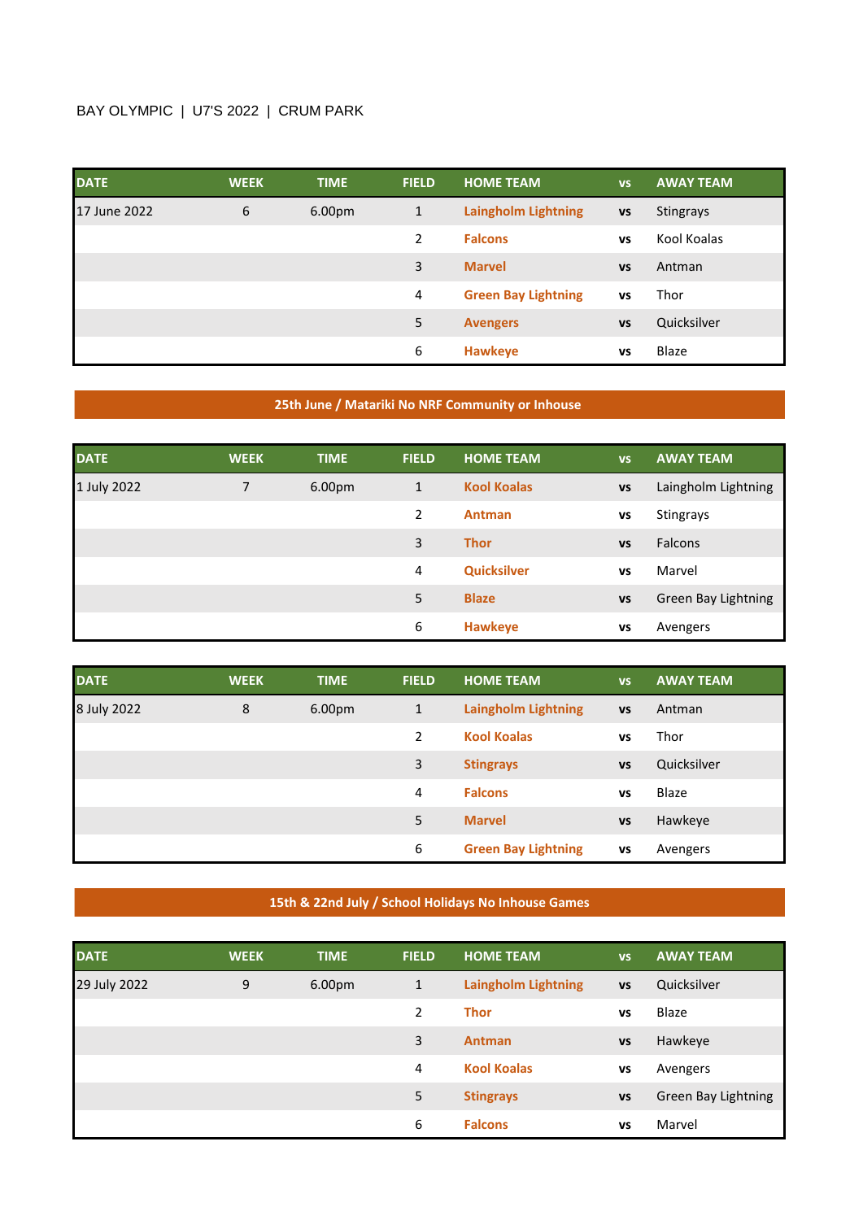BAY OLYMPIC | U7'S 2022 | CRUM PARK

| DATE | WEEK | TIME | FIELD | HOME TEAM | vs | AWAY TEAM |
|---|---|---|---|---|---|---|
| 17 June 2022 | 6 | 6.00pm | 1 | **Laingholm Lightning** | vs | Stingrays |
| | | | 2 | **Falcons** | vs | Kool Koalas |
| | | | 3 | **Marvel** | vs | Antman |
| | | | 4 | **Green Bay Lightning** | vs | Thor |
| | | | 5 | **Avengers** | vs | Quicksilver |
| | | | 6 | **Hawkeye** | vs | Blaze |

**25th June / Matariki No NRF Community or Inhouse**

| DATE | WEEK | TIME | FIELD | HOME TEAM | vs | AWAY TEAM |
|---|---|---|---|---|---|---|
| 1 July 2022 | 7 | 6.00pm | 1 | **Kool Koalas** | vs | Laingholm Lightning |
| | | | 2 | **Antman** | vs | Stingrays |
| | | | 3 | **Thor** | vs | Falcons |
| | | | 4 | **Quicksilver** | vs | Marvel |
| | | | 5 | **Blaze** | vs | Green Bay Lightning |
| | | | 6 | **Hawkeye** | vs | Avengers |

| DATE | WEEK | TIME | FIELD | HOME TEAM | vs | AWAY TEAM |
|---|---|---|---|---|---|---|
| 8 July 2022 | 8 | 6.00pm | 1 | **Laingholm Lightning** | vs | Antman |
| | | | 2 | **Kool Koalas** | vs | Thor |
| | | | 3 | **Stingrays** | vs | Quicksilver |
| | | | 4 | **Falcons** | vs | Blaze |
| | | | 5 | **Marvel** | vs | Hawkeye |
| | | | 6 | **Green Bay Lightning** | vs | Avengers |

**15th & 22nd July / School Holidays No Inhouse Games**

| DATE | WEEK | TIME | FIELD | HOME TEAM | vs | AWAY TEAM |
|---|---|---|---|---|---|---|
| 29 July 2022 | 9 | 6.00pm | 1 | **Laingholm Lightning** | vs | Quicksilver |
| | | | 2 | **Thor** | vs | Blaze |
| | | | 3 | **Antman** | vs | Hawkeye |
| | | | 4 | **Kool Koalas** | vs | Avengers |
| | | | 5 | **Stingrays** | vs | Green Bay Lightning |
| | | | 6 | **Falcons** | vs | Marvel |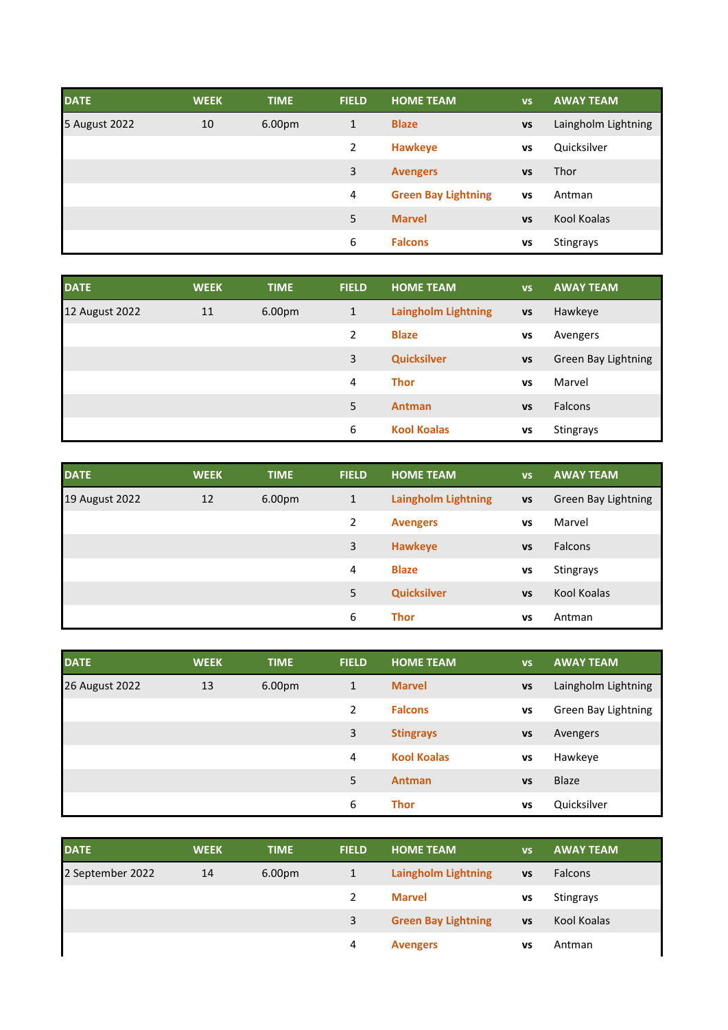| DATE | WEEK | TIME | FIELD | HOME TEAM | vs | AWAY TEAM |
|---|---|---|---|---|---|---|
| 5 August 2022 | 10 | 6.00pm | 1 | **Blaze** | **vs** | Laingholm Lightning |
| | | | 2 | **Hawkeye** | **vs** | Quicksilver |
| | | | 3 | **Avengers** | **vs** | Thor |
| | | | 4 | **Green Bay Lightning** | **vs** | Antman |
| | | | 5 | **Marvel** | **vs** | Kool Koalas |
| | | | 6 | **Falcons** | **vs** | Stingrays |

| DATE | WEEK | TIME | FIELD | HOME TEAM | vs | AWAY TEAM |
|---|---|---|---|---|---|---|
| 12 August 2022 | 11 | 6.00pm | 1 | **Laingholm Lightning** | **vs** | Hawkeye |
| | | | 2 | **Blaze** | **vs** | Avengers |
| | | | 3 | **Quicksilver** | **vs** | Green Bay Lightning |
| | | | 4 | **Thor** | **vs** | Marvel |
| | | | 5 | **Antman** | **vs** | Falcons |
| | | | 6 | **Kool Koalas** | **vs** | Stingrays |

| DATE | WEEK | TIME | FIELD | HOME TEAM | vs | AWAY TEAM |
|---|---|---|---|---|---|---|
| 19 August 2022 | 12 | 6.00pm | 1 | **Laingholm Lightning** | **vs** | Green Bay Lightning |
| | | | 2 | **Avengers** | **vs** | Marvel |
| | | | 3 | **Hawkeye** | **vs** | Falcons |
| | | | 4 | **Blaze** | **vs** | Stingrays |
| | | | 5 | **Quicksilver** | **vs** | Kool Koalas |
| | | | 6 | **Thor** | **vs** | Antman |

| DATE | WEEK | TIME | FIELD | HOME TEAM | vs | AWAY TEAM |
|---|---|---|---|---|---|---|
| 26 August 2022 | 13 | 6.00pm | 1 | **Marvel** | **vs** | Laingholm Lightning |
| | | | 2 | **Falcons** | **vs** | Green Bay Lightning |
| | | | 3 | **Stingrays** | **vs** | Avengers |
| | | | 4 | **Kool Koalas** | **vs** | Hawkeye |
| | | | 5 | **Antman** | **vs** | Blaze |
| | | | 6 | **Thor** | **vs** | Quicksilver |

| DATE | WEEK | TIME | FIELD | HOME TEAM | vs | AWAY TEAM |
|---|---|---|---|---|---|---|
| 2 September 2022 | 14 | 6.00pm | 1 | **Laingholm Lightning** | **vs** | Falcons |
| | | | 2 | **Marvel** | **vs** | Stingrays |
| | | | 3 | **Green Bay Lightning** | **vs** | Kool Koalas |
| | | | 4 | **Avengers** | **vs** | Antman |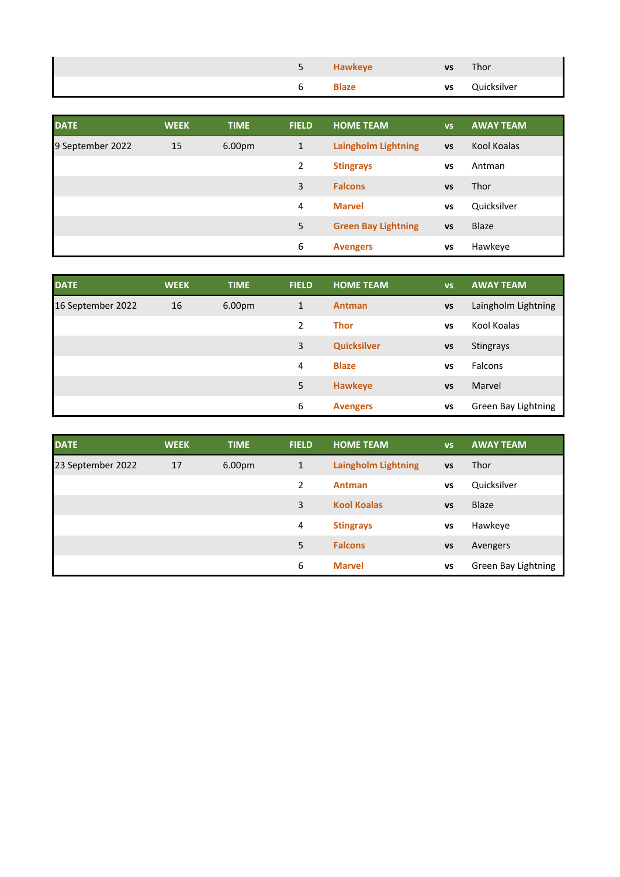| | | | | | | |
|---|---|---|---|---|---|---|
| | | | 5 | **Hawkeye** | **vs** | Thor |
| | | | 6 | **Blaze** | **vs** | Quicksilver |

| DATE | WEEK | TIME | FIELD | HOME TEAM | vs | AWAY TEAM |
|---|---|---|---|---|---|---|
| 9 September 2022 | 15 | 6.00pm | 1 | **Laingholm Lightning** | **vs** | Kool Koalas |
| | | | 2 | **Stingrays** | **vs** | Antman |
| | | | 3 | **Falcons** | **vs** | Thor |
| | | | 4 | **Marvel** | **vs** | Quicksilver |
| | | | 5 | **Green Bay Lightning** | **vs** | Blaze |
| | | | 6 | **Avengers** | **vs** | Hawkeye |

| DATE | WEEK | TIME | FIELD | HOME TEAM | vs | AWAY TEAM |
|---|---|---|---|---|---|---|
| 16 September 2022 | 16 | 6.00pm | 1 | **Antman** | **vs** | Laingholm Lightning |
| | | | 2 | **Thor** | **vs** | Kool Koalas |
| | | | 3 | **Quicksilver** | **vs** | Stingrays |
| | | | 4 | **Blaze** | **vs** | Falcons |
| | | | 5 | **Hawkeye** | **vs** | Marvel |
| | | | 6 | **Avengers** | **vs** | Green Bay Lightning |

| DATE | WEEK | TIME | FIELD | HOME TEAM | vs | AWAY TEAM |
|---|---|---|---|---|---|---|
| 23 September 2022 | 17 | 6.00pm | 1 | **Laingholm Lightning** | **vs** | Thor |
| | | | 2 | **Antman** | **vs** | Quicksilver |
| | | | 3 | **Kool Koalas** | **vs** | Blaze |
| | | | 4 | **Stingrays** | **vs** | Hawkeye |
| | | | 5 | **Falcons** | **vs** | Avengers |
| | | | 6 | **Marvel** | **vs** | Green Bay Lightning |